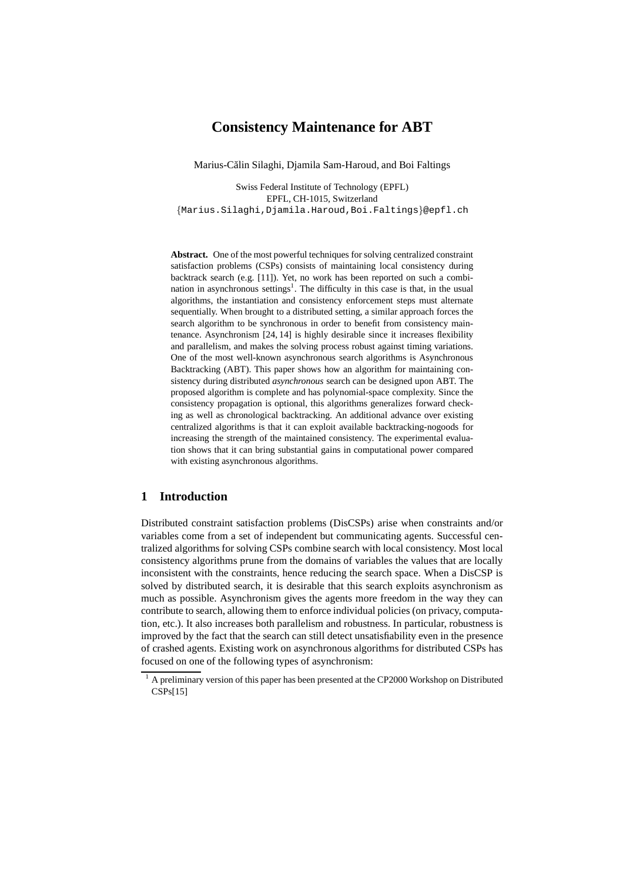# Consistency Maintenance for ABT

Marius-Călin Silaghi, Djamila Sam-Haroud, and Boi Faltings

Swiss Federal Institute of Technology (EPFL)
EPFL, CH-1015, Switzerland
{Marius.Silaghi,Djamila.Haroud,Boi.Faltings}@epfl.ch

**Abstract.** One of the most powerful techniques for solving centralized constraint satisfaction problems (CSPs) consists of maintaining local consistency during backtrack search (e.g. [11]). Yet, no work has been reported on such a combination in asynchronous settings[1]. The difficulty in this case is that, in the usual algorithms, the instantiation and consistency enforcement steps must alternate sequentially. When brought to a distributed setting, a similar approach forces the search algorithm to be synchronous in order to benefit from consistency maintenance. Asynchronism [24, 14] is highly desirable since it increases flexibility and parallelism, and makes the solving process robust against timing variations. One of the most well-known asynchronous search algorithms is Asynchronous Backtracking (ABT). This paper shows how an algorithm for maintaining consistency during distributed *asynchronous* search can be designed upon ABT. The proposed algorithm is complete and has polynomial-space complexity. Since the consistency propagation is optional, this algorithms generalizes forward checking as well as chronological backtracking. An additional advance over existing centralized algorithms is that it can exploit available backtracking-nogoods for increasing the strength of the maintained consistency. The experimental evaluation shows that it can bring substantial gains in computational power compared with existing asynchronous algorithms.

## 1 Introduction

Distributed constraint satisfaction problems (DisCSPs) arise when constraints and/or variables come from a set of independent but communicating agents. Successful centralized algorithms for solving CSPs combine search with local consistency. Most local consistency algorithms prune from the domains of variables the values that are locally inconsistent with the constraints, hence reducing the search space. When a DisCSP is solved by distributed search, it is desirable that this search exploits asynchronism as much as possible. Asynchronism gives the agents more freedom in the way they can contribute to search, allowing them to enforce individual policies (on privacy, computation, etc.). It also increases both parallelism and robustness. In particular, robustness is improved by the fact that the search can still detect unsatisfiability even in the presence of crashed agents. Existing work on asynchronous algorithms for distributed CSPs has focused on one of the following types of asynchronism:

[1] A preliminary version of this paper has been presented at the CP2000 Workshop on Distributed CSPs[15]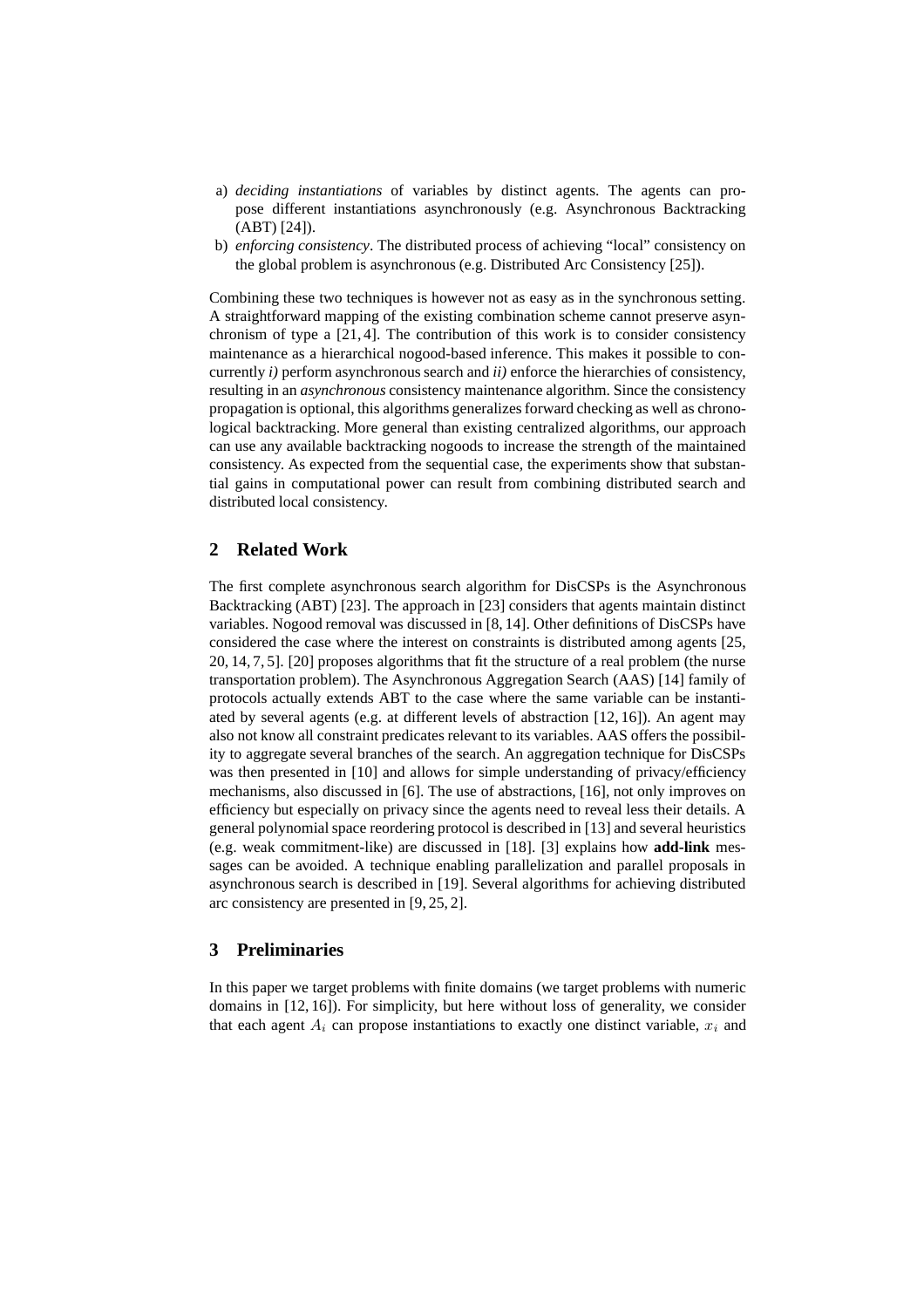a) *deciding instantiations* of variables by distinct agents. The agents can propose different instantiations asynchronously (e.g. Asynchronous Backtracking (ABT) [24]).
b) *enforcing consistency*. The distributed process of achieving "local" consistency on the global problem is asynchronous (e.g. Distributed Arc Consistency [25]).

Combining these two techniques is however not as easy as in the synchronous setting. A straightforward mapping of the existing combination scheme cannot preserve asynchronism of type a [21, 4]. The contribution of this work is to consider consistency maintenance as a hierarchical nogood-based inference. This makes it possible to concurrently *i)* perform asynchronous search and *ii)* enforce the hierarchies of consistency, resulting in an *asynchronous* consistency maintenance algorithm. Since the consistency propagation is optional, this algorithms generalizes forward checking as well as chronological backtracking. More general than existing centralized algorithms, our approach can use any available backtracking nogoods to increase the strength of the maintained consistency. As expected from the sequential case, the experiments show that substantial gains in computational power can result from combining distributed search and distributed local consistency.

## 2 Related Work

The first complete asynchronous search algorithm for DisCSPs is the Asynchronous Backtracking (ABT) [23]. The approach in [23] considers that agents maintain distinct variables. Nogood removal was discussed in [8, 14]. Other definitions of DisCSPs have considered the case where the interest on constraints is distributed among agents [25, 20, 14, 7, 5]. [20] proposes algorithms that fit the structure of a real problem (the nurse transportation problem). The Asynchronous Aggregation Search (AAS) [14] family of protocols actually extends ABT to the case where the same variable can be instantiated by several agents (e.g. at different levels of abstraction [12, 16]). An agent may also not know all constraint predicates relevant to its variables. AAS offers the possibility to aggregate several branches of the search. An aggregation technique for DisCSPs was then presented in [10] and allows for simple understanding of privacy/efficiency mechanisms, also discussed in [6]. The use of abstractions, [16], not only improves on efficiency but especially on privacy since the agents need to reveal less their details. A general polynomial space reordering protocol is described in [13] and several heuristics (e.g. weak commitment-like) are discussed in [18]. [3] explains how **add-link** messages can be avoided. A technique enabling parallelization and parallel proposals in asynchronous search is described in [19]. Several algorithms for achieving distributed arc consistency are presented in [9, 25, 2].

## 3 Preliminaries

In this paper we target problems with finite domains (we target problems with numeric domains in [12, 16]). For simplicity, but here without loss of generality, we consider that each agent $A_i$ can propose instantiations to exactly one distinct variable, $x_i$ and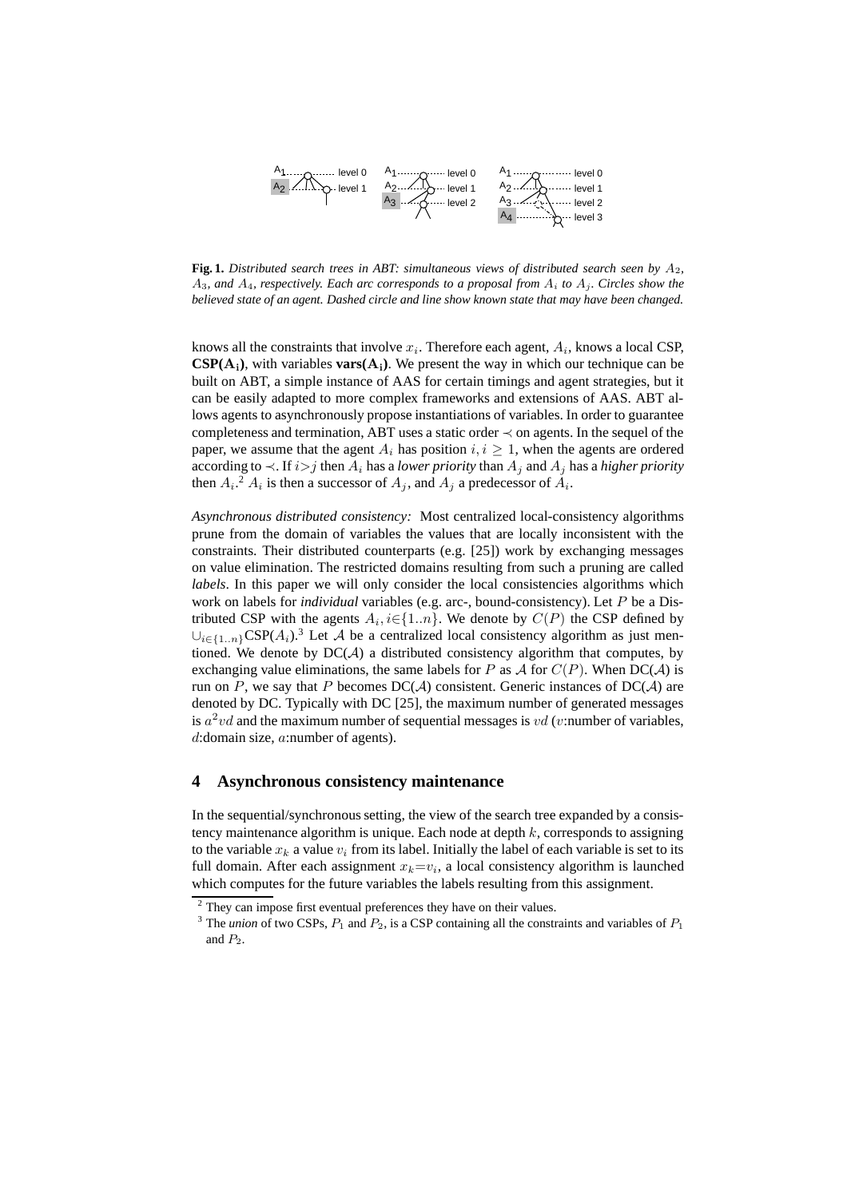**Fig. 1.** *Distributed search trees in ABT: simultaneous views of distributed search seen by $A_2$, $A_3$, and $A_4$, respectively. Each arc corresponds to a proposal from $A_i$ to $A_j$. Circles show the believed state of an agent. Dashed circle and line show known state that may have been changed.*

knows all the constraints that involve $x_i$. Therefore each agent, $A_i$, knows a local CSP, **CSP($A_i$)**, with variables **vars($A_i$)**. We present the way in which our technique can be built on ABT, a simple instance of AAS for certain timings and agent strategies, but it can be easily adapted to more complex frameworks and extensions of AAS. ABT allows agents to asynchronously propose instantiations of variables. In order to guarantee completeness and termination, ABT uses a static order $\prec$ on agents. In the sequel of the paper, we assume that the agent $A_i$ has position $i, i \geq 1$, when the agents are ordered according to $\prec$. If $i>j$ then $A_i$ has a *lower priority* than $A_j$ and $A_j$ has a *higher priority* then $A_i$.[2] $A_i$ is then a successor of $A_j$, and $A_j$ a predecessor of $A_i$.

*Asynchronous distributed consistency:* Most centralized local-consistency algorithms prune from the domain of variables the values that are locally inconsistent with the constraints. Their distributed counterparts (e.g. [25]) work by exchanging messages on value elimination. The restricted domains resulting from such a pruning are called *labels*. In this paper we will only consider the local consistencies algorithms which work on labels for *individual* variables (e.g. arc-, bound-consistency). Let $P$ be a Distributed CSP with the agents $A_i, i \in \{1..n\}$. We denote by $C(P)$ the CSP defined by $\cup_{i\in\{1..n\}}$CSP($A_i$).[3] Let $\mathcal{A}$ be a centralized local consistency algorithm as just mentioned. We denote by DC($\mathcal{A}$) a distributed consistency algorithm that computes, by exchanging value eliminations, the same labels for $P$ as $\mathcal{A}$ for $C(P)$. When DC($\mathcal{A}$) is run on $P$, we say that $P$ becomes DC($\mathcal{A}$) consistent. Generic instances of DC($\mathcal{A}$) are denoted by DC. Typically with DC [25], the maximum number of generated messages is $a^2vd$ and the maximum number of sequential messages is $vd$ ($v$:number of variables, $d$:domain size, $a$:number of agents).

## 4 Asynchronous consistency maintenance

In the sequential/synchronous setting, the view of the search tree expanded by a consistency maintenance algorithm is unique. Each node at depth $k$, corresponds to assigning to the variable $x_k$ a value $v_i$ from its label. Initially the label of each variable is set to its full domain. After each assignment $x_k{=}v_i$, a local consistency algorithm is launched which computes for the future variables the labels resulting from this assignment.

[2] They can impose first eventual preferences they have on their values.

[3] The *union* of two CSPs, $P_1$ and $P_2$, is a CSP containing all the constraints and variables of $P_1$ and $P_2$.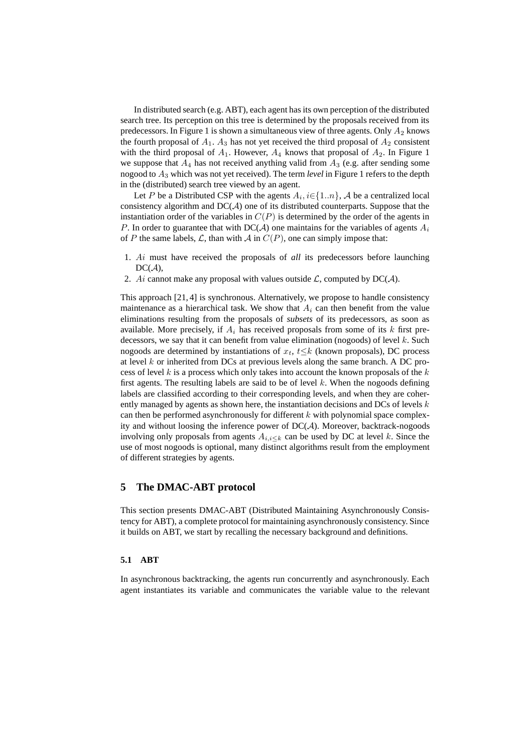In distributed search (e.g. ABT), each agent has its own perception of the distributed search tree. Its perception on this tree is determined by the proposals received from its predecessors. In Figure 1 is shown a simultaneous view of three agents. Only $A_2$ knows the fourth proposal of $A_1$. $A_3$ has not yet received the third proposal of $A_2$ consistent with the third proposal of $A_1$. However, $A_4$ knows that proposal of $A_2$. In Figure 1 we suppose that $A_4$ has not received anything valid from $A_3$ (e.g. after sending some nogood to $A_3$ which was not yet received). The term *level* in Figure 1 refers to the depth in the (distributed) search tree viewed by an agent.

Let $P$ be a Distributed CSP with the agents $A_i, i \in \{1..n\}$, $\mathcal{A}$ be a centralized local consistency algorithm and DC($\mathcal{A}$) one of its distributed counterparts. Suppose that the instantiation order of the variables in $C(P)$ is determined by the order of the agents in $P$. In order to guarantee that with DC($\mathcal{A}$) one maintains for the variables of agents $A_i$ of $P$ the same labels, $\mathcal{L}$, than with $\mathcal{A}$ in $C(P)$, one can simply impose that:

1. $Ai$ must have received the proposals of *all* its predecessors before launching DC($\mathcal{A}$),
2. $Ai$ cannot make any proposal with values outside $\mathcal{L}$, computed by DC($\mathcal{A}$).

This approach [21, 4] is synchronous. Alternatively, we propose to handle consistency maintenance as a hierarchical task. We show that $A_i$ can then benefit from the value eliminations resulting from the proposals of *subsets* of its predecessors, as soon as available. More precisely, if $A_i$ has received proposals from some of its $k$ first predecessors, we say that it can benefit from value elimination (nogoods) of level $k$. Such nogoods are determined by instantiations of $x_t$, $t \leq k$ (known proposals), DC process at level $k$ or inherited from DCs at previous levels along the same branch. A DC process of level $k$ is a process which only takes into account the known proposals of the $k$ first agents. The resulting labels are said to be of level $k$. When the nogoods defining labels are classified according to their corresponding levels, and when they are coherently managed by agents as shown here, the instantiation decisions and DCs of levels $k$ can then be performed asynchronously for different $k$ with polynomial space complexity and without loosing the inference power of DC($\mathcal{A}$). Moreover, backtrack-nogoods involving only proposals from agents $A_{i,i \leq k}$ can be used by DC at level $k$. Since the use of most nogoods is optional, many distinct algorithms result from the employment of different strategies by agents.

## 5 The DMAC-ABT protocol

This section presents DMAC-ABT (Distributed Maintaining Asynchronously Consistency for ABT), a complete protocol for maintaining asynchronously consistency. Since it builds on ABT, we start by recalling the necessary background and definitions.

### 5.1 ABT

In asynchronous backtracking, the agents run concurrently and asynchronously. Each agent instantiates its variable and communicates the variable value to the relevant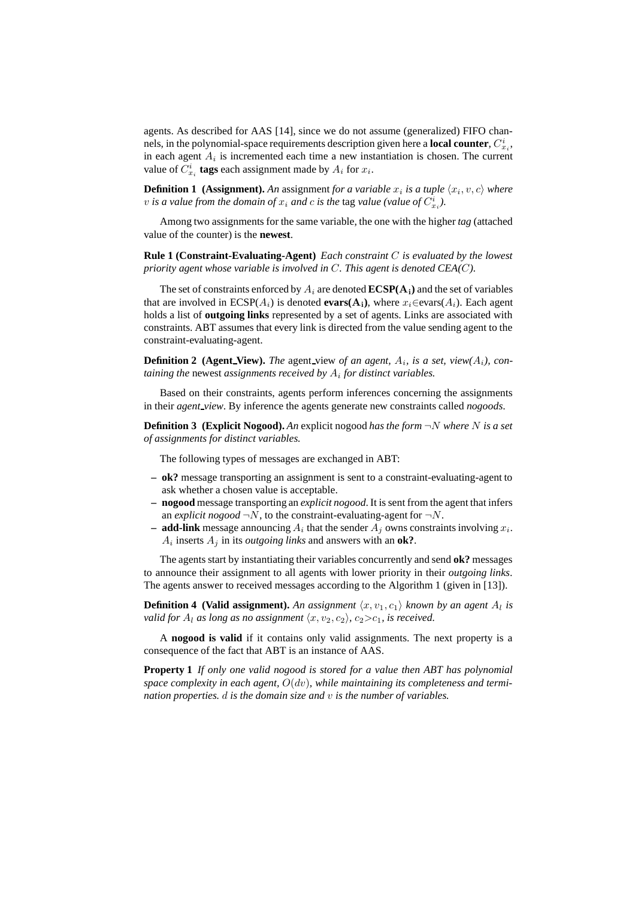agents. As described for AAS [14], since we do not assume (generalized) FIFO channels, in the polynomial-space requirements description given here a **local counter**, $C^i_{x_i}$, in each agent $A_i$ is incremented each time a new instantiation is chosen. The current value of $C^i_{x_i}$ **tags** each assignment made by $A_i$ for $x_i$.

**Definition 1 (Assignment).** *An* assignment *for a variable $x_i$ is a tuple $\langle x_i, v, c\rangle$ where $v$ is a value from the domain of $x_i$ and $c$ is the* tag *value (value of $C^i_{x_i}$).*

Among two assignments for the same variable, the one with the higher *tag* (attached value of the counter) is the **newest**.

**Rule 1 (Constraint-Evaluating-Agent)** *Each constraint $C$ is evaluated by the lowest priority agent whose variable is involved in $C$. This agent is denoted CEA($C$).*

The set of constraints enforced by $A_i$ are denoted **ECSP($A_i$)** and the set of variables that are involved in ECSP($A_i$) is denoted **evars($A_i$)**, where $x_i \in$evars($A_i$). Each agent holds a list of **outgoing links** represented by a set of agents. Links are associated with constraints. ABT assumes that every link is directed from the value sending agent to the constraint-evaluating-agent.

**Definition 2 (Agent_View).** *The* agent_view *of an agent, $A_i$, is a set, view($A_i$), containing the* newest *assignments received by $A_i$ for distinct variables.*

Based on their constraints, agents perform inferences concerning the assignments in their *agent_view*. By inference the agents generate new constraints called *nogoods*.

**Definition 3 (Explicit Nogood).** *An* explicit nogood *has the form $\neg N$ where $N$ is a set of assignments for distinct variables.*

The following types of messages are exchanged in ABT:

- **ok?** message transporting an assignment is sent to a constraint-evaluating-agent to ask whether a chosen value is acceptable.
- **nogood** message transporting an *explicit nogood*. It is sent from the agent that infers an *explicit nogood* $\neg N$, to the constraint-evaluating-agent for $\neg N$.
- **add-link** message announcing $A_i$ that the sender $A_j$ owns constraints involving $x_i$. $A_i$ inserts $A_j$ in its *outgoing links* and answers with an **ok?**.

The agents start by instantiating their variables concurrently and send **ok?** messages to announce their assignment to all agents with lower priority in their *outgoing links*. The agents answer to received messages according to the Algorithm 1 (given in [13]).

**Definition 4 (Valid assignment).** *An assignment $\langle x, v_1, c_1\rangle$ known by an agent $A_l$ is valid for $A_l$ as long as no assignment $\langle x, v_2, c_2\rangle$, $c_2 > c_1$, is received.*

A **nogood is valid** if it contains only valid assignments. The next property is a consequence of the fact that ABT is an instance of AAS.

**Property 1** *If only one valid nogood is stored for a value then ABT has polynomial space complexity in each agent, $O(dv)$, while maintaining its completeness and termination properties. $d$ is the domain size and $v$ is the number of variables.*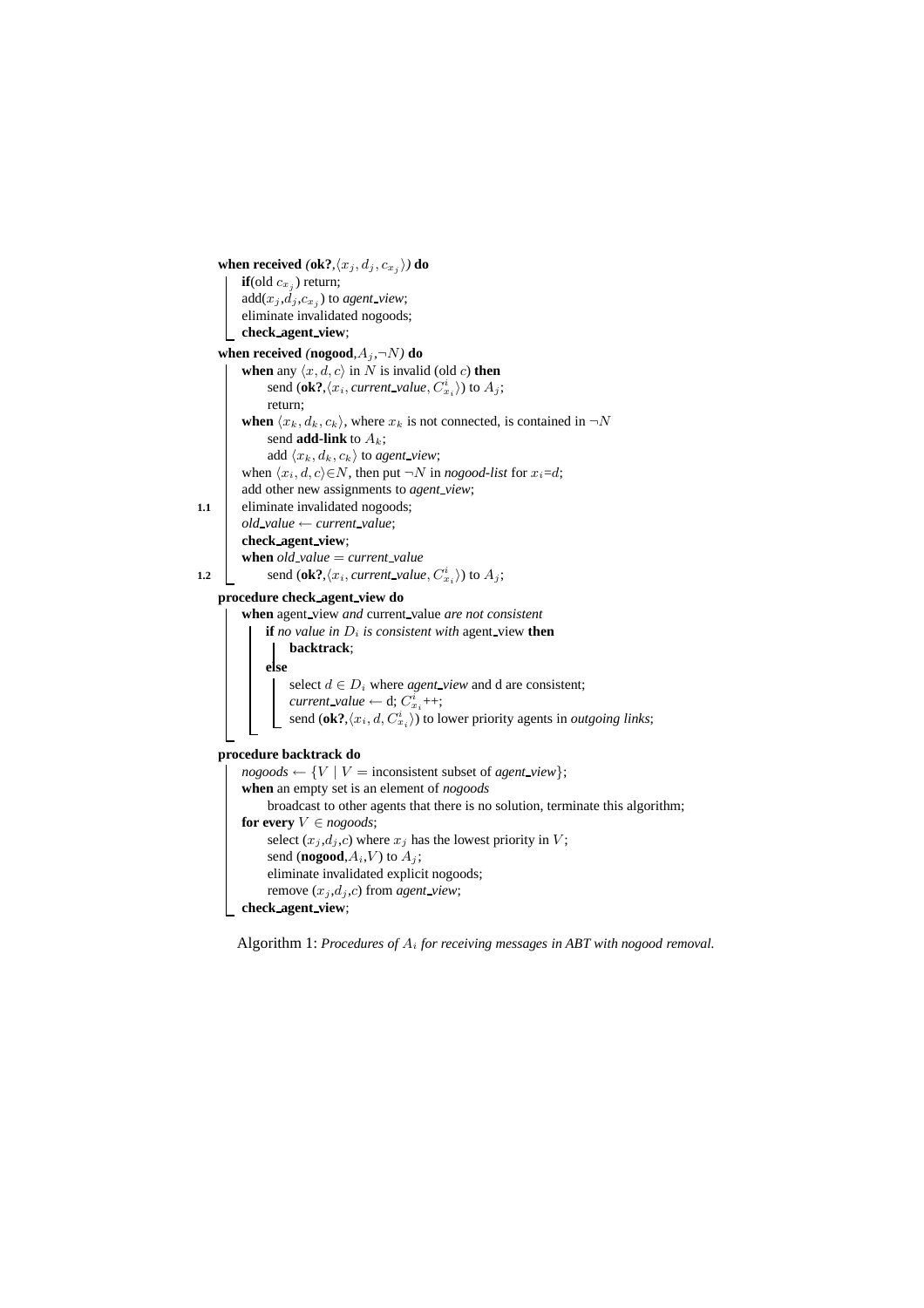```
when received (ok?,⟨x_j, d_j, c_{x_j}⟩) do
    if(old c_{x_j}) return;
    add(x_j,d_j,c_{x_j}) to agent_view;
    eliminate invalidated nogoods;
    check_agent_view;

when received (nogood,A_j,¬N) do
    when any ⟨x, d, c⟩ in N is invalid (old c) then
        send (ok?,⟨x_i, current_value, C^i_{x_i}⟩) to A_j;
        return;
    when ⟨x_k, d_k, c_k⟩, where x_k is not connected, is contained in ¬N
        send add-link to A_k;
        add ⟨x_k, d_k, c_k⟩ to agent_view;
    when ⟨x_i, d, c⟩∈N, then put ¬N in nogood-list for x_i=d;
    add other new assignments to agent_view;
1.1 eliminate invalidated nogoods;
    old_value ← current_value;
    check_agent_view;
    when old_value = current_value
1.2     send (ok?,⟨x_i, current_value, C^i_{x_i}⟩) to A_j;

procedure check_agent_view do
    when agent_view and current_value are not consistent
        if no value in D_i is consistent with agent_view then
            backtrack;
        else
            select d ∈ D_i where agent_view and d are consistent;
            current_value ← d; C^i_{x_i}++;
            send (ok?,⟨x_i, d, C^i_{x_i}⟩) to lower priority agents in outgoing links;

procedure backtrack do
    nogoods ← {V | V = inconsistent subset of agent_view};
    when an empty set is an element of nogoods
        broadcast to other agents that there is no solution, terminate this algorithm;
    for every V ∈ nogoods;
        select (x_j,d_j,c) where x_j has the lowest priority in V;
        send (nogood,A_i,V) to A_j;
        eliminate invalidated explicit nogoods;
        remove (x_j,d_j,c) from agent_view;
    check_agent_view;
```

Algorithm 1: *Procedures of $A_i$ for receiving messages in ABT with nogood removal.*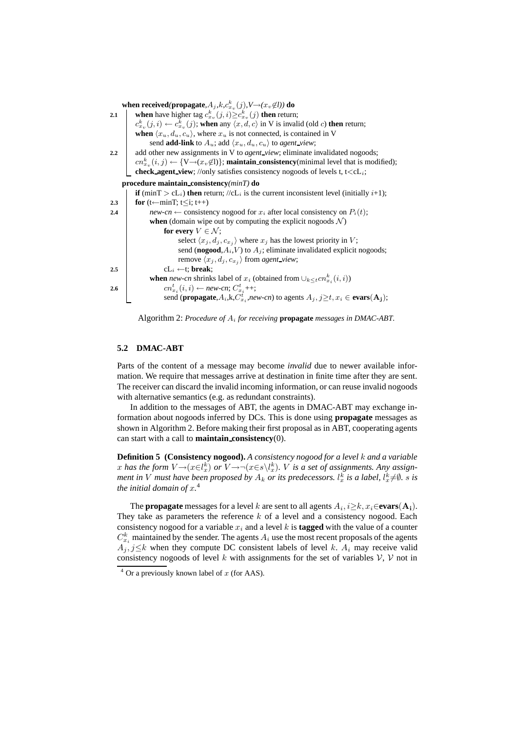```
     when received(propagate,A_j,k,c^k_{x_v}(j),V→(x_v∉l)) do
2.1  |   when have higher tag c^k_{x_v}(j,i) ≥ c^k_{x_v}(j) then return;
     |   c^k_{x_v}(j,i) ← c^k_{x_v}(j); when any ⟨x,d,c⟩ in V is invalid (old c) then return;
     |   when ⟨x_u,d_u,c_u⟩, where x_u is not connected, is contained in V
     |       send add-link to A_u; add ⟨x_u,d_u,c_u⟩ to agent_view;
2.2  |   add other new assignments in V to agent_view; eliminate invalidated nogoods;
     |   cn^k_{x_v}(i,j) ← {V→(x_v∉l)}; maintain_consistency(minimal level that is modified);
     |   check_agent_view; //only satisfies consistency nogoods of levels t, t<cL_i;

     procedure maintain_consistency(minT) do
     |   if (minT > cL_i) then return; //cL_i is the current inconsistent level (initially i+1);
2.3  |   for (t←minT; t≤i; t++)
2.4  |       new-cn ← consistency nogood for x_i after local consistency on P_i(t);
     |       when (domain wipe out by computing the explicit nogoods N)
     |           for every V ∈ N;
     |               select ⟨x_j,d_j,c_{x_j}⟩ where x_j has the lowest priority in V;
     |               send (nogood,A_i,V) to A_j; eliminate invalidated explicit nogoods;
     |               remove ⟨x_j,d_j,c_{x_j}⟩ from agent_view;
2.5  |           cL_i ←t; break;
     |       when new-cn shrinks label of x_i (obtained from ∪_{k≤t} cn^k_{x_i}(i,i))
2.6  |           cn^t_{x_i}(i,i) ← new-cn; C^t_{x_i}++;
     |           send (propagate,A_i,k,C^t_{x_i},new-cn) to agents A_j, j≥t, x_i ∈ evars(A_j);
```

Algorithm 2: *Procedure of $A_i$ for receiving* **propagate** *messages in DMAC-ABT.*

### 5.2 DMAC-ABT

Parts of the content of a message may become *invalid* due to newer available information. We require that messages arrive at destination in finite time after they are sent. The receiver can discard the invalid incoming information, or can reuse invalid nogoods with alternative semantics (e.g. as redundant constraints).

In addition to the messages of ABT, the agents in DMAC-ABT may exchange information about nogoods inferred by DCs. This is done using **propagate** messages as shown in Algorithm 2. Before making their first proposal as in ABT, cooperating agents can start with a call to **maintain_consistency**(0).

**Definition 5 (Consistency nogood).** *A consistency nogood for a level $k$ and a variable $x$ has the form $V \rightarrow (x \in l^k_x)$ or $V \rightarrow \neg(x \in s \setminus l^k_x)$. $V$ is a set of assignments. Any assignment in $V$ must have been proposed by $A_k$ or its predecessors. $l^k_x$ is a label, $l^k_x \neq \emptyset$. $s$ is the initial domain of $x$.*[4]

The **propagate** messages for a level $k$ are sent to all agents $A_i, i \geq k, x_i \in \mathbf{evars}(\mathbf{A_i})$. They take as parameters the reference $k$ of a level and a consistency nogood. Each consistency nogood for a variable $x_i$ and a level $k$ is **tagged** with the value of a counter $C^k_{x_i}$ maintained by the sender. The agents $A_i$ use the most recent proposals of the agents $A_j, j \leq k$ when they compute DC consistent labels of level $k$. $A_i$ may receive valid consistency nogoods of level $k$ with assignments for the set of variables $\mathcal{V}$, $\mathcal{V}$ not in

[4] Or a previously known label of $x$ (for AAS).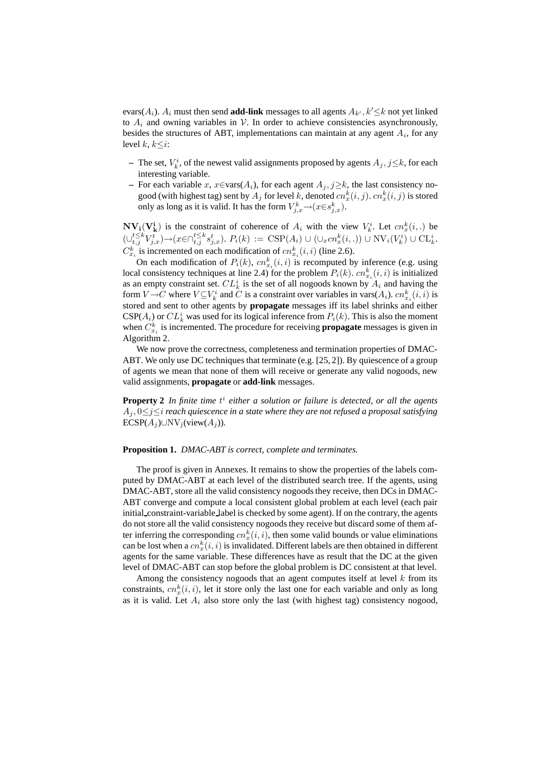evars($A_i$). $A_i$ must then send **add-link** messages to all agents $A_{k'}, k' \leq k$ not yet linked to $A_i$ and owning variables in $\mathcal{V}$. In order to achieve consistencies asynchronously, besides the structures of ABT, implementations can maintain at any agent $A_i$, for any level $k$, $k \leq i$:

- The set, $V_k^i$, of the newest valid assignments proposed by agents $A_j, j \leq k$, for each interesting variable.
- For each variable $x$, $x \in$vars($A_i$), for each agent $A_j, j \geq k$, the last consistency nogood (with highest tag) sent by $A_j$ for level $k$, denoted $cn_x^k(i,j)$. $cn_x^k(i,j)$ is stored only as long as it is valid. It has the form $V_{j,x}^k \rightarrow (x \in s_{j,x}^k)$.

$\mathbf{NV_i(V_k^i)}$ is the constraint of coherence of $A_i$ with the view $V_k^i$. Let $cn_x^k(i,.)$ be $(\cup_{t,j}^{t \leq k} V_{j,x}^t) \rightarrow (x \in \cap_{t,j}^{t \leq k} s_{j,x}^t)$. $P_i(k) := \text{CSP}(A_i) \cup (\cup_x cn_x^k(i,.)) \cup \text{NV}_i(V_k^i) \cup \text{CL}_k^i$. $C_{x_i}^k$ is incremented on each modification of $cn_x^k(i,i)$ (line 2.6).

On each modification of $P_i(k)$, $cn_{x_i}^k(i,i)$ is recomputed by inference (e.g. using local consistency techniques at line 2.4) for the problem $P_i(k)$. $cn_{x_i}^k(i,i)$ is initialized as an empty constraint set. $CL_k^i$ is the set of all nogoods known by $A_i$ and having the form $V \rightarrow C$ where $V \subseteq V_k^i$ and $C$ is a constraint over variables in vars($A_i$). $cn_{x_i}^k(i,i)$ is stored and sent to other agents by **propagate** messages iff its label shrinks and either CSP($A_i$) or $CL_k^i$ was used for its logical inference from $P_i(k)$. This is also the moment when $C_{x_i}^k$ is incremented. The procedure for receiving **propagate** messages is given in Algorithm 2.

We now prove the correctness, completeness and termination properties of DMAC-ABT. We only use DC techniques that terminate (e.g. [25, 2]). By quiescence of a group of agents we mean that none of them will receive or generate any valid nogoods, new valid assignments, **propagate** or **add-link** messages.

**Property 2** *In finite time $t^i$ either a solution or failure is detected, or all the agents $A_j, 0 \leq j \leq i$ reach quiescence in a state where they are not refused a proposal satisfying ECSP($A_j$)$\cup$NV$_j$(view($A_j$)).*

**Proposition 1.** *DMAC-ABT is correct, complete and terminates.*

The proof is given in Annexes. It remains to show the properties of the labels computed by DMAC-ABT at each level of the distributed search tree. If the agents, using DMAC-ABT, store all the valid consistency nogoods they receive, then DCs in DMAC-ABT converge and compute a local consistent global problem at each level (each pair initial_constraint-variable_label is checked by some agent). If on the contrary, the agents do not store all the valid consistency nogoods they receive but discard some of them after inferring the corresponding $cn_x^k(i,i)$, then some valid bounds or value eliminations can be lost when a $cn_x^k(i,i)$ is invalidated. Different labels are then obtained in different agents for the same variable. These differences have as result that the DC at the given level of DMAC-ABT can stop before the global problem is DC consistent at that level.

Among the consistency nogoods that an agent computes itself at level $k$ from its constraints, $cn_x^k(i,i)$, let it store only the last one for each variable and only as long as it is valid. Let $A_i$ also store only the last (with highest tag) consistency nogood,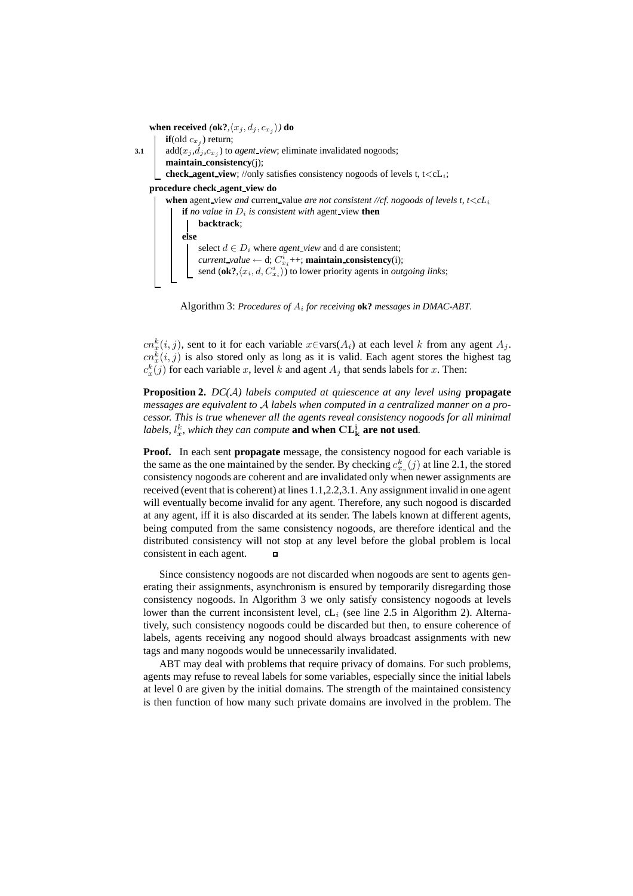```
when received (ok?,⟨x_j, d_j, c_{x_j}⟩) do
    if(old c_{x_j}) return;
3.1 add(x_j,d_j,c_{x_j}) to agent_view; eliminate invalidated nogoods;
    maintain_consistency(j);
    check_agent_view; //only satisfies consistency nogoods of levels t, t<cL_i;

procedure check_agent_view do
    when agent_view and current_value are not consistent //cf. nogoods of levels t, t<cL_i
        if no value in D_i is consistent with agent_view then
            backtrack;
        else
            select d ∈ D_i where agent_view and d are consistent;
            current_value ← d; C^i_{x_i}++; maintain_consistency(i);
            send (ok?,⟨x_i, d, C^i_{x_i}⟩) to lower priority agents in outgoing links;
```

Algorithm 3: *Procedures of $A_i$ for receiving* **ok?** *messages in DMAC-ABT.*

$cn_x^k(i,j)$, sent to it for each variable $x \in \text{vars}(A_i)$ at each level $k$ from any agent $A_j$. $cn_x^k(i,j)$ is also stored only as long as it is valid. Each agent stores the highest tag $c_x^k(j)$ for each variable $x$, level $k$ and agent $A_j$ that sends labels for $x$. Then:

**Proposition 2.** *DC($\mathcal{A}$) labels computed at quiescence at any level using* **propagate** *messages are equivalent to $\mathcal{A}$ labels when computed in a centralized manner on a processor. This is true whenever all the agents reveal consistency nogoods for all minimal labels, $l_x^k$, which they can compute* **and when $\mathbf{CL_k^i}$ are not used**.

**Proof.** In each sent **propagate** message, the consistency nogood for each variable is the same as the one maintained by the sender. By checking $c_{x_v}^k(j)$ at line 2.1, the stored consistency nogoods are coherent and are invalidated only when newer assignments are received (event that is coherent) at lines 1.1,2.2,3.1. Any assignment invalid in one agent will eventually become invalid for any agent. Therefore, any such nogood is discarded at any agent, iff it is also discarded at its sender. The labels known at different agents, being computed from the same consistency nogoods, are therefore identical and the distributed consistency will not stop at any level before the global problem is local consistent in each agent. ◻

Since consistency nogoods are not discarded when nogoods are sent to agents generating their assignments, asynchronism is ensured by temporarily disregarding those consistency nogoods. In Algorithm 3 we only satisfy consistency nogoods at levels lower than the current inconsistent level, $\text{cL}_i$ (see line 2.5 in Algorithm 2). Alternatively, such consistency nogoods could be discarded but then, to ensure coherence of labels, agents receiving any nogood should always broadcast assignments with new tags and many nogoods would be unnecessarily invalidated.

ABT may deal with problems that require privacy of domains. For such problems, agents may refuse to reveal labels for some variables, especially since the initial labels at level 0 are given by the initial domains. The strength of the maintained consistency is then function of how many such private domains are involved in the problem. The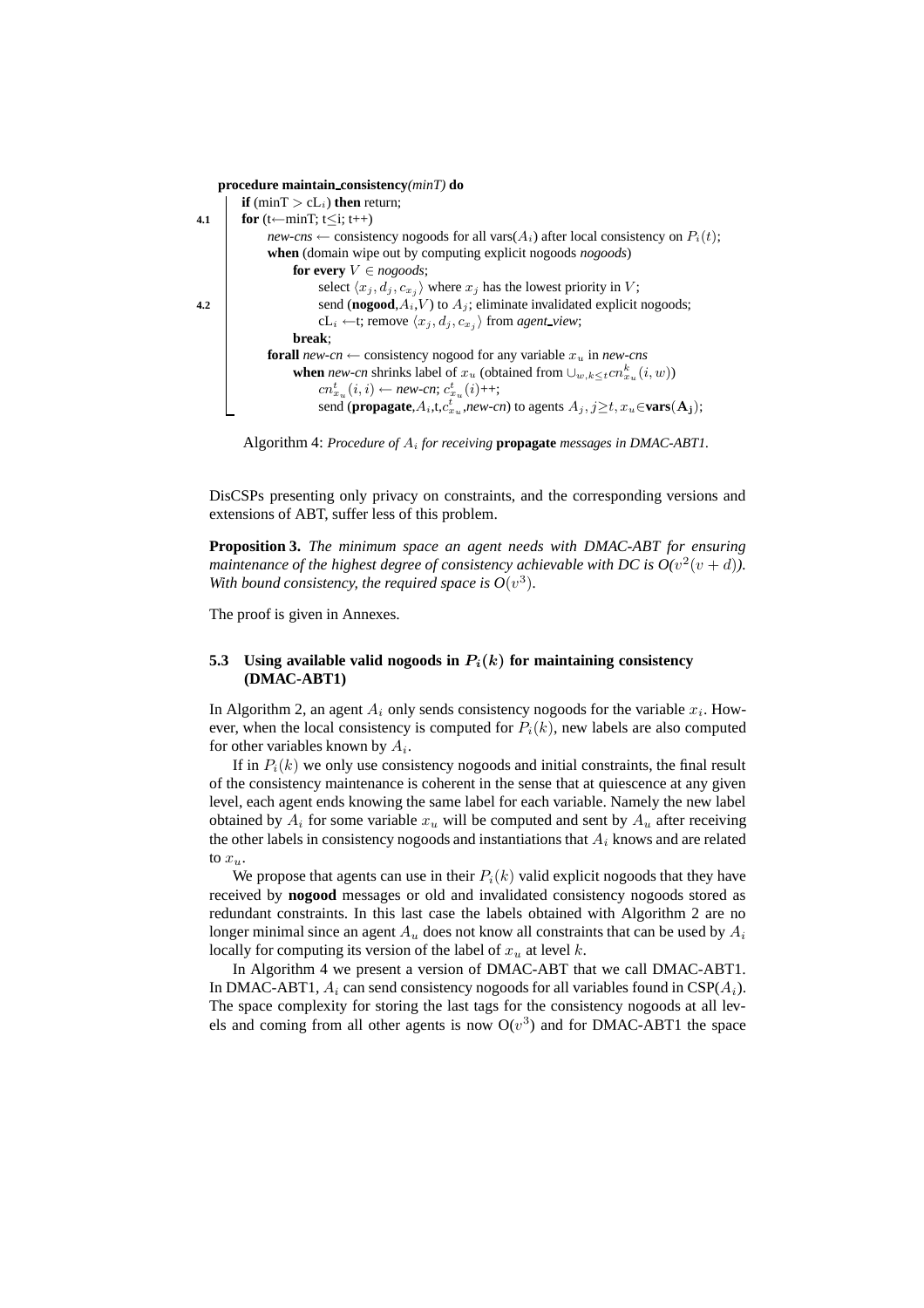```
procedure maintain_consistency(minT) do
      if (minT > cL_i) then return;
4.1   for (t←minT; t≤i; t++)
          new-cns ← consistency nogoods for all vars(A_i) after local consistency on P_i(t);
          when (domain wipe out by computing explicit nogoods nogoods)
              for every V ∈ nogoods;
                  select ⟨x_j, d_j, c_{x_j}⟩ where x_j has the lowest priority in V;
4.2               send (nogood,A_i,V) to A_j; eliminate invalidated explicit nogoods;
                  cL_i ←t; remove ⟨x_j, d_j, c_{x_j}⟩ from agent_view;
              break;
          forall new-cn ← consistency nogood for any variable x_u in new-cns
              when new-cn shrinks label of x_u (obtained from ∪_{w,k≤t} cn^k_{x_u}(i, w))
                  cn^t_{x_u}(i, i) ← new-cn; c^t_{x_u}(i)++;
                  send (propagate,A_i,t,c^t_{x_u},new-cn) to agents A_j, j≥t, x_u∈vars(A_j);
```

Algorithm 4: *Procedure of $A_i$ for receiving* **propagate** *messages in DMAC-ABT1.*

DisCSPs presenting only privacy on constraints, and the corresponding versions and extensions of ABT, suffer less of this problem.

**Proposition 3.** *The minimum space an agent needs with DMAC-ABT for ensuring maintenance of the highest degree of consistency achievable with DC is O($v^2(v + d)$). With bound consistency, the required space is O($v^3$).*

The proof is given in Annexes.

### 5.3 Using available valid nogoods in $P_i(k)$ for maintaining consistency (DMAC-ABT1)

In Algorithm 2, an agent $A_i$ only sends consistency nogoods for the variable $x_i$. However, when the local consistency is computed for $P_i(k)$, new labels are also computed for other variables known by $A_i$.

If in $P_i(k)$ we only use consistency nogoods and initial constraints, the final result of the consistency maintenance is coherent in the sense that at quiescence at any given level, each agent ends knowing the same label for each variable. Namely the new label obtained by $A_i$ for some variable $x_u$ will be computed and sent by $A_u$ after receiving the other labels in consistency nogoods and instantiations that $A_i$ knows and are related to $x_u$.

We propose that agents can use in their $P_i(k)$ valid explicit nogoods that they have received by **nogood** messages or old and invalidated consistency nogoods stored as redundant constraints. In this last case the labels obtained with Algorithm 2 are no longer minimal since an agent $A_u$ does not know all constraints that can be used by $A_i$ locally for computing its version of the label of $x_u$ at level $k$.

In Algorithm 4 we present a version of DMAC-ABT that we call DMAC-ABT1. In DMAC-ABT1, $A_i$ can send consistency nogoods for all variables found in CSP($A_i$). The space complexity for storing the last tags for the consistency nogoods at all levels and coming from all other agents is now O($v^3$) and for DMAC-ABT1 the space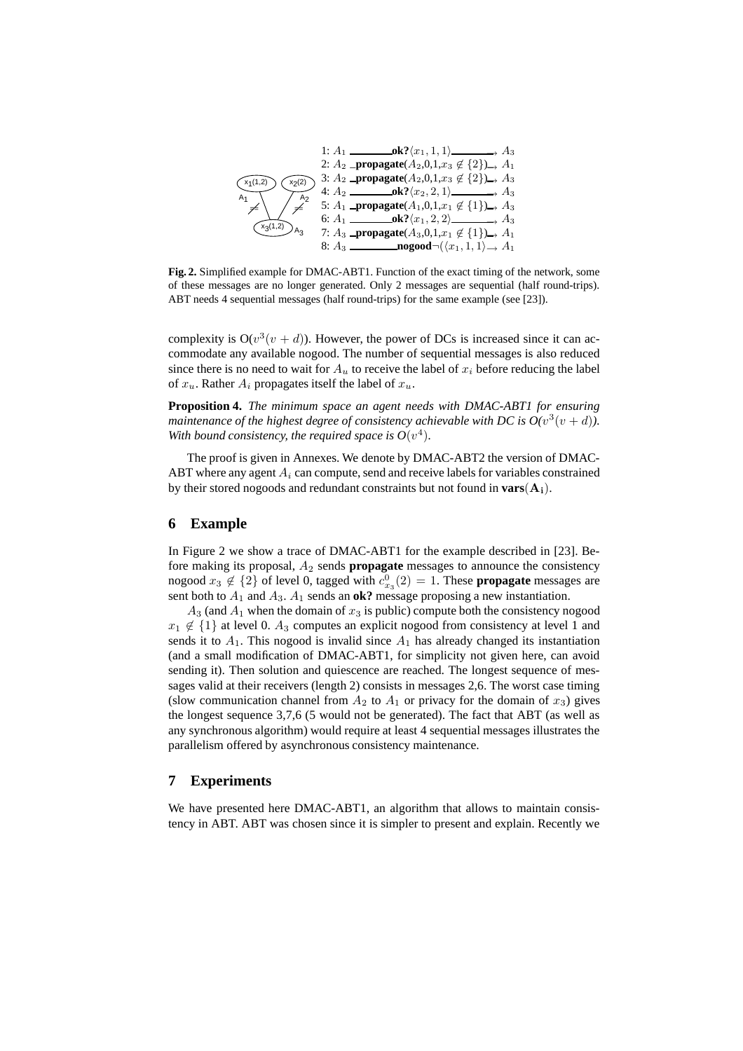1: $A_1$ —— **ok?**$\langle x_1, 1, 1\rangle$ ——→ $A_3$
2: $A_2$ — **propagate**($A_2$,0,1,$x_3 \not\in \{2\}$)→ $A_1$
3: $A_2$ — **propagate**($A_2$,0,1,$x_3 \not\in \{2\}$)→ $A_3$
4: $A_2$ —— **ok?**$\langle x_2, 2, 1\rangle$ ——→ $A_3$
5: $A_1$ — **propagate**($A_1$,0,1,$x_1 \not\in \{1\}$)→ $A_3$
6: $A_1$ —— **ok?**$\langle x_1, 2, 2\rangle$ ——→ $A_3$
7: $A_3$ — **propagate**($A_3$,0,1,$x_1 \not\in \{1\}$)→ $A_1$
8: $A_3$ —— **nogood**$\neg(\langle x_1, 1, 1\rangle$ → $A_1$

**Fig. 2.** Simplified example for DMAC-ABT1. Function of the exact timing of the network, some of these messages are no longer generated. Only 2 messages are sequential (half round-trips). ABT needs 4 sequential messages (half round-trips) for the same example (see [23]).

complexity is $O(v^3(v + d))$. However, the power of DCs is increased since it can accommodate any available nogood. The number of sequential messages is also reduced since there is no need to wait for $A_u$ to receive the label of $x_i$ before reducing the label of $x_u$. Rather $A_i$ propagates itself the label of $x_u$.

**Proposition 4.** *The minimum space an agent needs with DMAC-ABT1 for ensuring maintenance of the highest degree of consistency achievable with DC is $O(v^3(v + d))$. With bound consistency, the required space is $O(v^4)$.*

The proof is given in Annexes. We denote by DMAC-ABT2 the version of DMAC-ABT where any agent $A_i$ can compute, send and receive labels for variables constrained by their stored nogoods and redundant constraints but not found in **vars**($\mathbf{A_i}$).

## 6 Example

In Figure 2 we show a trace of DMAC-ABT1 for the example described in [23]. Before making its proposal, $A_2$ sends **propagate** messages to announce the consistency nogood $x_3 \not\in \{2\}$ of level 0, tagged with $c^0_{x_3}(2) = 1$. These **propagate** messages are sent both to $A_1$ and $A_3$. $A_1$ sends an **ok?** message proposing a new instantiation.

$A_3$ (and $A_1$ when the domain of $x_3$ is public) compute both the consistency nogood $x_1 \not\in \{1\}$ at level 0. $A_3$ computes an explicit nogood from consistency at level 1 and sends it to $A_1$. This nogood is invalid since $A_1$ has already changed its instantiation (and a small modification of DMAC-ABT1, for simplicity not given here, can avoid sending it). Then solution and quiescence are reached. The longest sequence of messages valid at their receivers (length 2) consists in messages 2,6. The worst case timing (slow communication channel from $A_2$ to $A_1$ or privacy for the domain of $x_3$) gives the longest sequence 3,7,6 (5 would not be generated). The fact that ABT (as well as any synchronous algorithm) would require at least 4 sequential messages illustrates the parallelism offered by asynchronous consistency maintenance.

## 7 Experiments

We have presented here DMAC-ABT1, an algorithm that allows to maintain consistency in ABT. ABT was chosen since it is simpler to present and explain. Recently we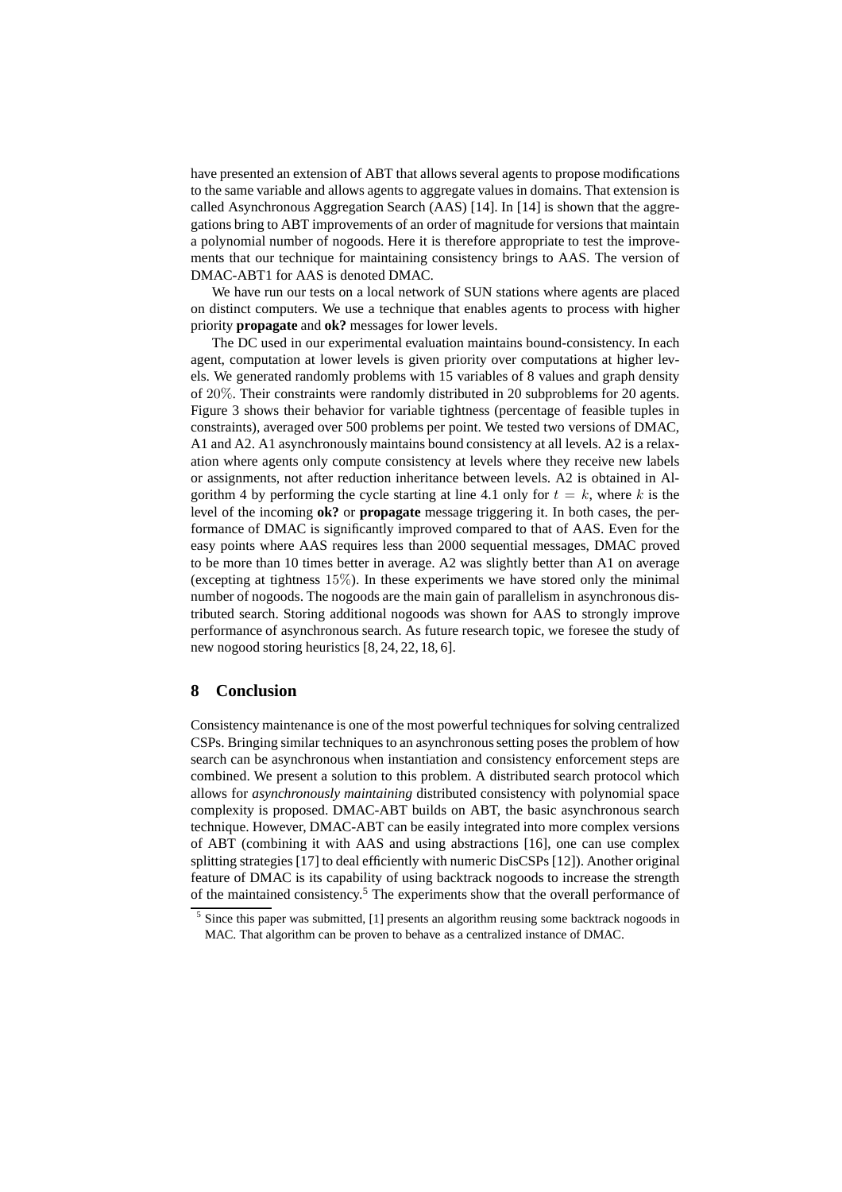have presented an extension of ABT that allows several agents to propose modifications to the same variable and allows agents to aggregate values in domains. That extension is called Asynchronous Aggregation Search (AAS) [14]. In [14] is shown that the aggregations bring to ABT improvements of an order of magnitude for versions that maintain a polynomial number of nogoods. Here it is therefore appropriate to test the improvements that our technique for maintaining consistency brings to AAS. The version of DMAC-ABT1 for AAS is denoted DMAC.

We have run our tests on a local network of SUN stations where agents are placed on distinct computers. We use a technique that enables agents to process with higher priority **propagate** and **ok?** messages for lower levels.

The DC used in our experimental evaluation maintains bound-consistency. In each agent, computation at lower levels is given priority over computations at higher levels. We generated randomly problems with 15 variables of 8 values and graph density of 20%. Their constraints were randomly distributed in 20 subproblems for 20 agents. Figure 3 shows their behavior for variable tightness (percentage of feasible tuples in constraints), averaged over 500 problems per point. We tested two versions of DMAC, A1 and A2. A1 asynchronously maintains bound consistency at all levels. A2 is a relaxation where agents only compute consistency at levels where they receive new labels or assignments, not after reduction inheritance between levels. A2 is obtained in Algorithm 4 by performing the cycle starting at line 4.1 only for $t = k$, where $k$ is the level of the incoming **ok?** or **propagate** message triggering it. In both cases, the performance of DMAC is significantly improved compared to that of AAS. Even for the easy points where AAS requires less than 2000 sequential messages, DMAC proved to be more than 10 times better in average. A2 was slightly better than A1 on average (excepting at tightness 15%). In these experiments we have stored only the minimal number of nogoods. The nogoods are the main gain of parallelism in asynchronous distributed search. Storing additional nogoods was shown for AAS to strongly improve performance of asynchronous search. As future research topic, we foresee the study of new nogood storing heuristics [8, 24, 22, 18, 6].

## 8 Conclusion

Consistency maintenance is one of the most powerful techniques for solving centralized CSPs. Bringing similar techniques to an asynchronous setting poses the problem of how search can be asynchronous when instantiation and consistency enforcement steps are combined. We present a solution to this problem. A distributed search protocol which allows for *asynchronously maintaining* distributed consistency with polynomial space complexity is proposed. DMAC-ABT builds on ABT, the basic asynchronous search technique. However, DMAC-ABT can be easily integrated into more complex versions of ABT (combining it with AAS and using abstractions [16], one can use complex splitting strategies [17] to deal efficiently with numeric DisCSPs [12]). Another original feature of DMAC is its capability of using backtrack nogoods to increase the strength of the maintained consistency.[5] The experiments show that the overall performance of

[5] Since this paper was submitted, [1] presents an algorithm reusing some backtrack nogoods in MAC. That algorithm can be proven to behave as a centralized instance of DMAC.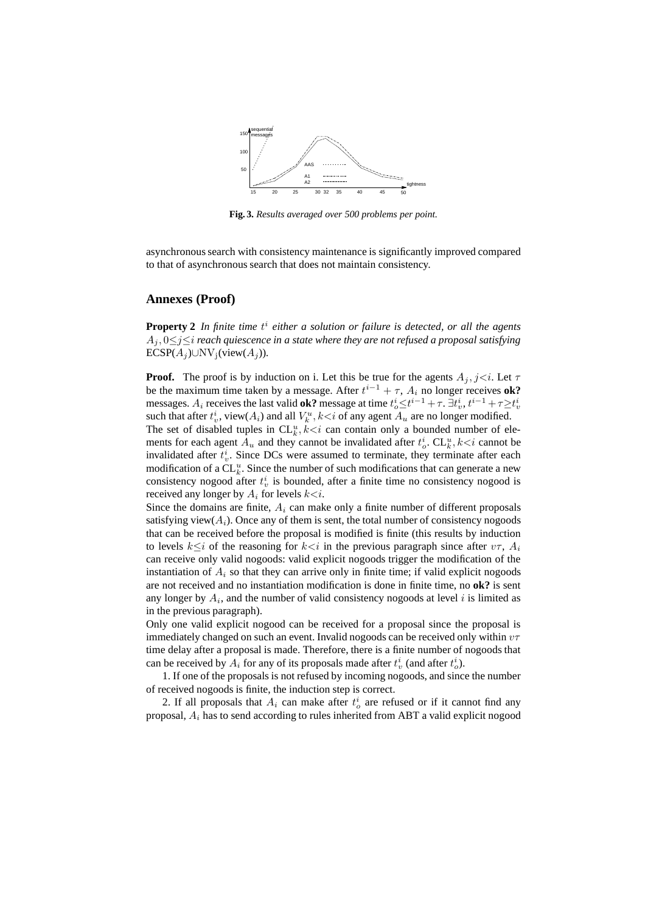**Fig. 3.** *Results averaged over 500 problems per point.*

asynchronous search with consistency maintenance is significantly improved compared to that of asynchronous search that does not maintain consistency.

## Annexes (Proof)

**Property 2** *In finite time $t^i$ either a solution or failure is detected, or all the agents $A_j, 0 \leq j \leq i$ reach quiescence in a state where they are not refused a proposal satisfying* ECSP($A_j$)∪NV$_j$(view($A_j$)).

**Proof.** The proof is by induction on i. Let this be true for the agents $A_j, j<i$. Let $\tau$ be the maximum time taken by a message. After $t^{i-1}+\tau$, $A_i$ no longer receives **ok?** messages. $A_i$ receives the last valid **ok?** message at time $t_o^i \leq t^{i-1}+\tau$. $\exists t_v^i, t^{i-1}+\tau \geq t_v^i$ such that after $t_v^i$, view($A_i$) and all $V_k^u, k<i$ of any agent $A_u$ are no longer modified.
The set of disabled tuples in $\text{CL}_k^u, k<i$ can contain only a bounded number of elements for each agent $A_u$ and they cannot be invalidated after $t_o^i$. $\text{CL}_k^u, k<i$ cannot be invalidated after $t_v^i$. Since DCs were assumed to terminate, they terminate after each modification of a $\text{CL}_k^u$. Since the number of such modifications that can generate a new consistency nogood after $t_v^i$ is bounded, after a finite time no consistency nogood is received any longer by $A_i$ for levels $k<i$.
Since the domains are finite, $A_i$ can make only a finite number of different proposals satisfying view($A_i$). Once any of them is sent, the total number of consistency nogoods that can be received before the proposal is modified is finite (this results by induction to levels $k \leq i$ of the reasoning for $k<i$ in the previous paragraph since after $v\tau$, $A_i$ can receive only valid nogoods: valid explicit nogoods trigger the modification of the instantiation of $A_i$ so that they can arrive only in finite time; if valid explicit nogoods are not received and no instantiation modification is done in finite time, no **ok?** is sent any longer by $A_i$, and the number of valid consistency nogoods at level $i$ is limited as in the previous paragraph).
Only one valid explicit nogood can be received for a proposal since the proposal is immediately changed on such an event. Invalid nogoods can be received only within $v\tau$ time delay after a proposal is made. Therefore, there is a finite number of nogoods that can be received by $A_i$ for any of its proposals made after $t_v^i$ (and after $t_o^i$).

1. If one of the proposals is not refused by incoming nogoods, and since the number of received nogoods is finite, the induction step is correct.

2. If all proposals that $A_i$ can make after $t_o^i$ are refused or if it cannot find any proposal, $A_i$ has to send according to rules inherited from ABT a valid explicit nogood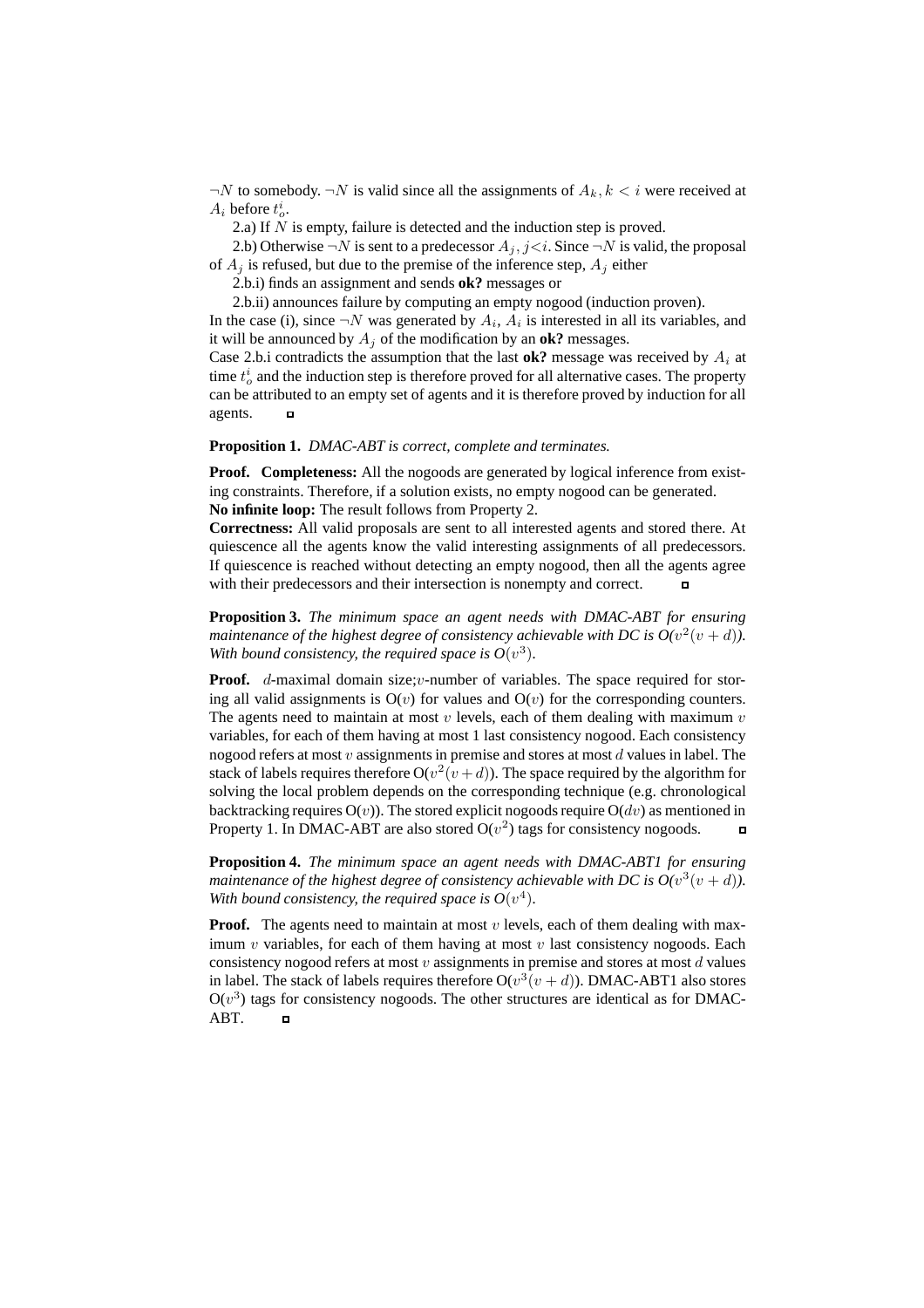$\neg N$ to somebody. $\neg N$ is valid since all the assignments of $A_k, k < i$ were received at $A_i$ before $t_o^i$.

2.a) If $N$ is empty, failure is detected and the induction step is proved.

2.b) Otherwise $\neg N$ is sent to a predecessor $A_j$, $j<i$. Since $\neg N$ is valid, the proposal of $A_j$ is refused, but due to the premise of the inference step, $A_j$ either

2.b.i) finds an assignment and sends **ok?** messages or

2.b.ii) announces failure by computing an empty nogood (induction proven).

In the case (i), since $\neg N$ was generated by $A_i$, $A_i$ is interested in all its variables, and it will be announced by $A_j$ of the modification by an **ok?** messages.

Case 2.b.i contradicts the assumption that the last **ok?** message was received by $A_i$ at time $t_o^i$ and the induction step is therefore proved for all alternative cases. The property can be attributed to an empty set of agents and it is therefore proved by induction for all agents. ◻

**Proposition 1.** *DMAC-ABT is correct, complete and terminates.*

**Proof. Completeness:** All the nogoods are generated by logical inference from existing constraints. Therefore, if a solution exists, no empty nogood can be generated.
**No infinite loop:** The result follows from Property 2.
**Correctness:** All valid proposals are sent to all interested agents and stored there. At quiescence all the agents know the valid interesting assignments of all predecessors. If quiescence is reached without detecting an empty nogood, then all the agents agree with their predecessors and their intersection is nonempty and correct. ◻

**Proposition 3.** *The minimum space an agent needs with DMAC-ABT for ensuring maintenance of the highest degree of consistency achievable with DC is O($v^2(v+d)$). With bound consistency, the required space is O($v^3$).*

**Proof.** $d$-maximal domain size;$v$-number of variables. The space required for storing all valid assignments is O($v$) for values and O($v$) for the corresponding counters. The agents need to maintain at most $v$ levels, each of them dealing with maximum $v$ variables, for each of them having at most 1 last consistency nogood. Each consistency nogood refers at most $v$ assignments in premise and stores at most $d$ values in label. The stack of labels requires therefore O($v^2(v+d)$). The space required by the algorithm for solving the local problem depends on the corresponding technique (e.g. chronological backtracking requires O($v$)). The stored explicit nogoods require O($dv$) as mentioned in Property 1. In DMAC-ABT are also stored O($v^2$) tags for consistency nogoods. ◻

**Proposition 4.** *The minimum space an agent needs with DMAC-ABT1 for ensuring maintenance of the highest degree of consistency achievable with DC is O($v^3(v+d)$). With bound consistency, the required space is O($v^4$).*

**Proof.** The agents need to maintain at most $v$ levels, each of them dealing with maximum $v$ variables, for each of them having at most $v$ last consistency nogoods. Each consistency nogood refers at most $v$ assignments in premise and stores at most $d$ values in label. The stack of labels requires therefore O($v^3(v+d)$). DMAC-ABT1 also stores O($v^3$) tags for consistency nogoods. The other structures are identical as for DMAC-ABT. ◻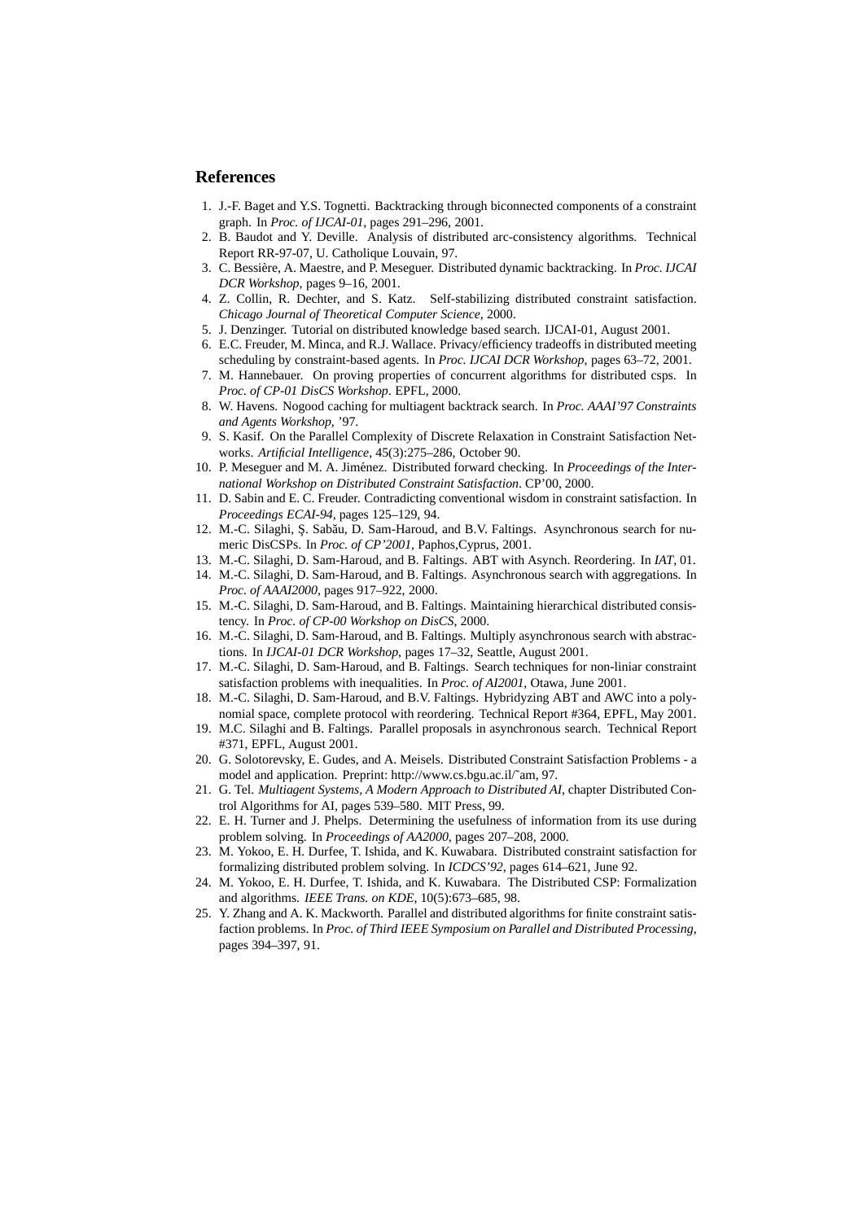## References

1. J.-F. Baget and Y.S. Tognetti. Backtracking through biconnected components of a constraint graph. In *Proc. of IJCAI-01*, pages 291–296, 2001.
2. B. Baudot and Y. Deville. Analysis of distributed arc-consistency algorithms. Technical Report RR-97-07, U. Catholique Louvain, 97.
3. C. Bessière, A. Maestre, and P. Meseguer. Distributed dynamic backtracking. In *Proc. IJCAI DCR Workshop*, pages 9–16, 2001.
4. Z. Collin, R. Dechter, and S. Katz. Self-stabilizing distributed constraint satisfaction. *Chicago Journal of Theoretical Computer Science*, 2000.
5. J. Denzinger. Tutorial on distributed knowledge based search. IJCAI-01, August 2001.
6. E.C. Freuder, M. Minca, and R.J. Wallace. Privacy/efficiency tradeoffs in distributed meeting scheduling by constraint-based agents. In *Proc. IJCAI DCR Workshop*, pages 63–72, 2001.
7. M. Hannebauer. On proving properties of concurrent algorithms for distributed csps. In *Proc. of CP-01 DisCS Workshop*. EPFL, 2000.
8. W. Havens. Nogood caching for multiagent backtrack search. In *Proc. AAAI'97 Constraints and Agents Workshop*, '97.
9. S. Kasif. On the Parallel Complexity of Discrete Relaxation in Constraint Satisfaction Networks. *Artificial Intelligence*, 45(3):275–286, October 90.
10. P. Meseguer and M. A. Jiménez. Distributed forward checking. In *Proceedings of the International Workshop on Distributed Constraint Satisfaction*. CP'00, 2000.
11. D. Sabin and E. C. Freuder. Contradicting conventional wisdom in constraint satisfaction. In *Proceedings ECAI-94*, pages 125–129, 94.
12. M.-C. Silaghi, Ş. Sabău, D. Sam-Haroud, and B.V. Faltings. Asynchronous search for numeric DisCSPs. In *Proc. of CP'2001*, Paphos,Cyprus, 2001.
13. M.-C. Silaghi, D. Sam-Haroud, and B. Faltings. ABT with Asynch. Reordering. In *IAT*, 01.
14. M.-C. Silaghi, D. Sam-Haroud, and B. Faltings. Asynchronous search with aggregations. In *Proc. of AAAI2000*, pages 917–922, 2000.
15. M.-C. Silaghi, D. Sam-Haroud, and B. Faltings. Maintaining hierarchical distributed consistency. In *Proc. of CP-00 Workshop on DisCS*, 2000.
16. M.-C. Silaghi, D. Sam-Haroud, and B. Faltings. Multiply asynchronous search with abstractions. In *IJCAI-01 DCR Workshop*, pages 17–32, Seattle, August 2001.
17. M.-C. Silaghi, D. Sam-Haroud, and B. Faltings. Search techniques for non-liniar constraint satisfaction problems with inequalities. In *Proc. of AI2001*, Otawa, June 2001.
18. M.-C. Silaghi, D. Sam-Haroud, and B.V. Faltings. Hybridyzing ABT and AWC into a polynomial space, complete protocol with reordering. Technical Report #364, EPFL, May 2001.
19. M.C. Silaghi and B. Faltings. Parallel proposals in asynchronous search. Technical Report #371, EPFL, August 2001.
20. G. Solotorevsky, E. Gudes, and A. Meisels. Distributed Constraint Satisfaction Problems - a model and application. Preprint: http://www.cs.bgu.ac.il/~am, 97.
21. G. Tel. *Multiagent Systems, A Modern Approach to Distributed AI*, chapter Distributed Control Algorithms for AI, pages 539–580. MIT Press, 99.
22. E. H. Turner and J. Phelps. Determining the usefulness of information from its use during problem solving. In *Proceedings of AA2000*, pages 207–208, 2000.
23. M. Yokoo, E. H. Durfee, T. Ishida, and K. Kuwabara. Distributed constraint satisfaction for formalizing distributed problem solving. In *ICDCS'92*, pages 614–621, June 92.
24. M. Yokoo, E. H. Durfee, T. Ishida, and K. Kuwabara. The Distributed CSP: Formalization and algorithms. *IEEE Trans. on KDE*, 10(5):673–685, 98.
25. Y. Zhang and A. K. Mackworth. Parallel and distributed algorithms for finite constraint satisfaction problems. In *Proc. of Third IEEE Symposium on Parallel and Distributed Processing*, pages 394–397, 91.